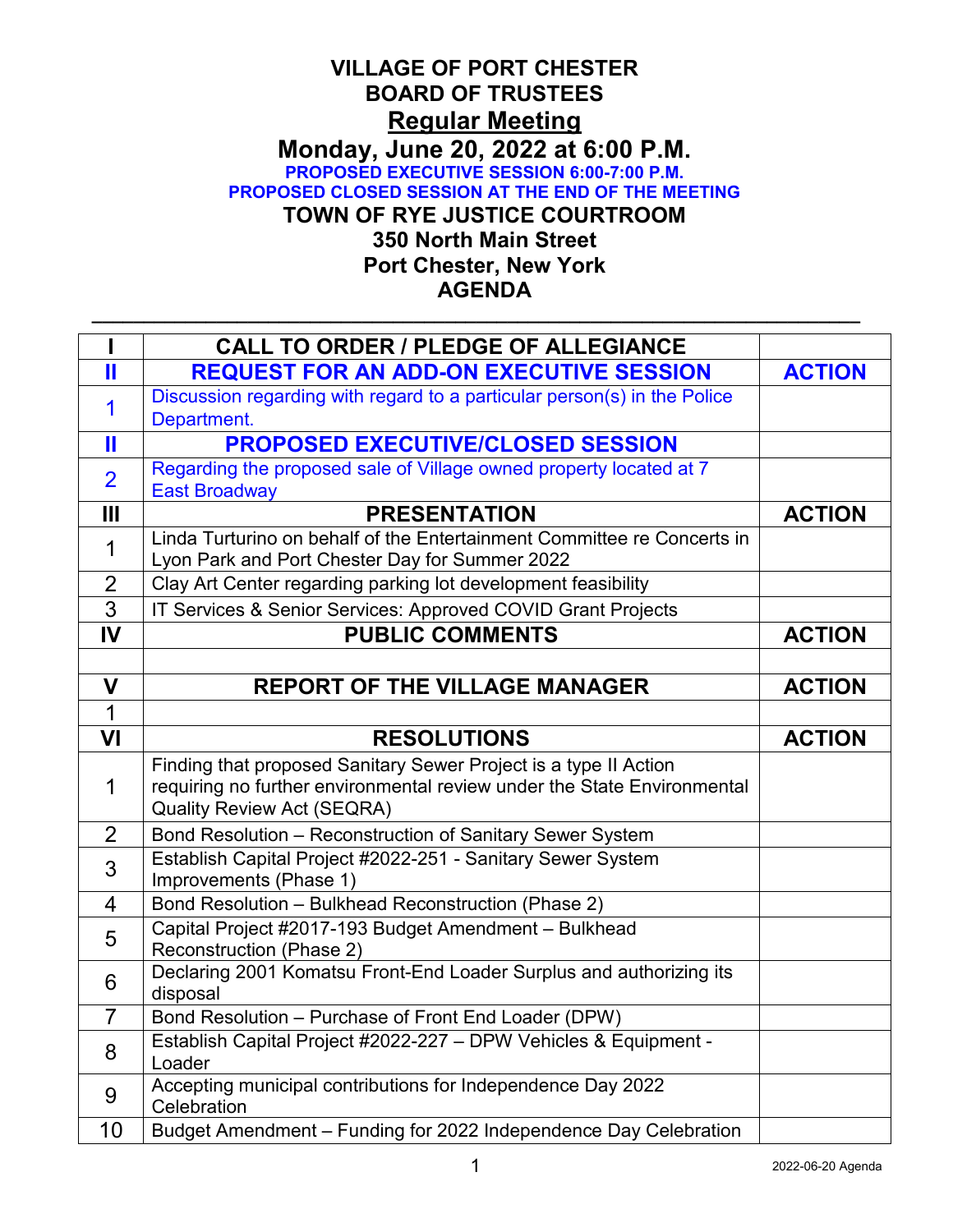# VILLAGE OF PORT CHESTER
# BOARD OF TRUSTEES
# Regular Meeting
## Monday, June 20, 2022 at 6:00 P.M.

**PROPOSED EXECUTIVE SESSION 6:00-7:00 P.M.**
**PROPOSED CLOSED SESSION AT THE END OF THE MEETING**

**TOWN OF RYE JUSTICE COURTROOM**
**350 North Main Street**
**Port Chester, New York**
**AGENDA**

---

| I | CALL TO ORDER / PLEDGE OF ALLEGIANCE | |
|---|---|---|
| II | **REQUEST FOR AN ADD-ON EXECUTIVE SESSION** | **ACTION** |
| 1 | Discussion regarding with regard to a particular person(s) in the Police Department. | |
| II | **PROPOSED EXECUTIVE/CLOSED SESSION** | |
| 2 | Regarding the proposed sale of Village owned property located at 7 East Broadway | |
| III | **PRESENTATION** | **ACTION** |
| 1 | Linda Turturino on behalf of the Entertainment Committee re Concerts in Lyon Park and Port Chester Day for Summer 2022 | |
| 2 | Clay Art Center regarding parking lot development feasibility | |
| 3 | IT Services & Senior Services: Approved COVID Grant Projects | |
| IV | **PUBLIC COMMENTS** | **ACTION** |
| | | |
| V | **REPORT OF THE VILLAGE MANAGER** | **ACTION** |
| 1 | | |
| VI | **RESOLUTIONS** | **ACTION** |
| 1 | Finding that proposed Sanitary Sewer Project is a type II Action requiring no further environmental review under the State Environmental Quality Review Act (SEQRA) | |
| 2 | Bond Resolution – Reconstruction of Sanitary Sewer System | |
| 3 | Establish Capital Project #2022-251 - Sanitary Sewer System Improvements (Phase 1) | |
| 4 | Bond Resolution – Bulkhead Reconstruction (Phase 2) | |
| 5 | Capital Project #2017-193 Budget Amendment – Bulkhead Reconstruction (Phase 2) | |
| 6 | Declaring 2001 Komatsu Front-End Loader Surplus and authorizing its disposal | |
| 7 | Bond Resolution – Purchase of Front End Loader (DPW) | |
| 8 | Establish Capital Project #2022-227 – DPW Vehicles & Equipment - Loader | |
| 9 | Accepting municipal contributions for Independence Day 2022 Celebration | |
| 10 | Budget Amendment – Funding for 2022 Independence Day Celebration | |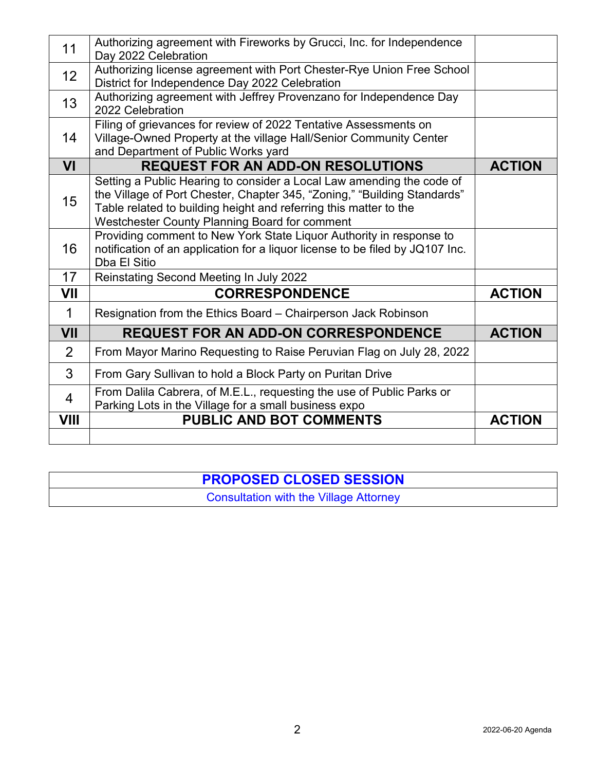| | | |
|---|---|---|
| 11 | Authorizing agreement with Fireworks by Grucci, Inc. for Independence Day 2022 Celebration | |
| 12 | Authorizing license agreement with Port Chester-Rye Union Free School District for Independence Day 2022 Celebration | |
| 13 | Authorizing agreement with Jeffrey Provenzano for Independence Day 2022 Celebration | |
| 14 | Filing of grievances for review of 2022 Tentative Assessments on Village-Owned Property at the village Hall/Senior Community Center and Department of Public Works yard | |
| **VI** | **REQUEST FOR AN ADD-ON RESOLUTIONS** | **ACTION** |
| 15 | Setting a Public Hearing to consider a Local Law amending the code of the Village of Port Chester, Chapter 345, “Zoning,” “Building Standards” Table related to building height and referring this matter to the Westchester County Planning Board for comment | |
| 16 | Providing comment to New York State Liquor Authority in response to notification of an application for a liquor license to be filed by JQ107 Inc. Dba El Sitio | |
| 17 | Reinstating Second Meeting In July 2022 | |
| **VII** | **CORRESPONDENCE** | **ACTION** |
| 1 | Resignation from the Ethics Board – Chairperson Jack Robinson | |
| **VII** | **REQUEST FOR AN ADD-ON CORRESPONDENCE** | **ACTION** |
| 2 | From Mayor Marino Requesting to Raise Peruvian Flag on July 28, 2022 | |
| 3 | From Gary Sullivan to hold a Block Party on Puritan Drive | |
| 4 | From Dalila Cabrera, of M.E.L., requesting the use of Public Parks or Parking Lots in the Village for a small business expo | |
| **VIII** | **PUBLIC AND BOT COMMENTS** | **ACTION** |
| | | |

| **PROPOSED CLOSED SESSION** |
|---|
| Consultation with the Village Attorney |